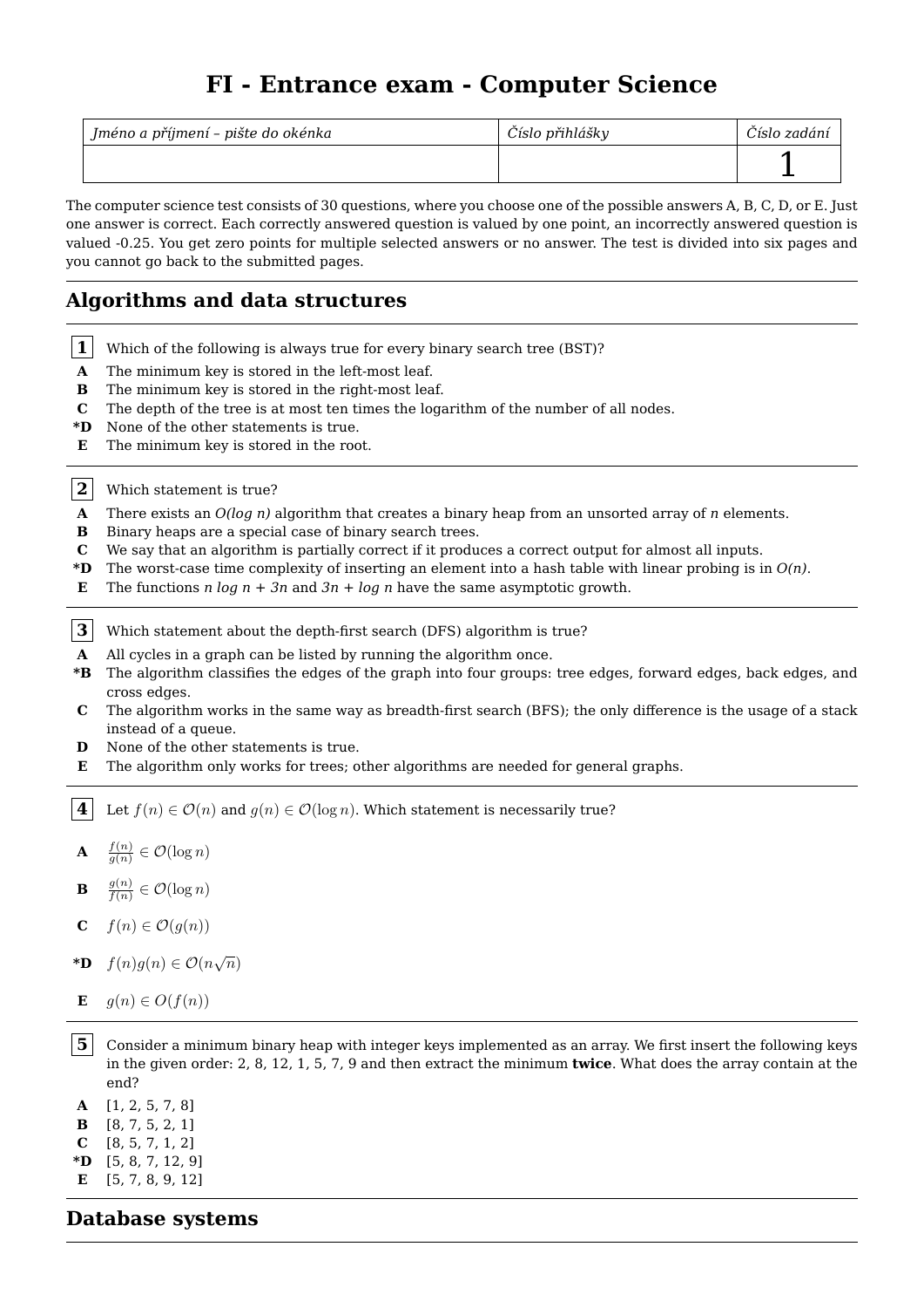# FI - Entrance exam - Computer Science

| Jméno a příjmení – pište do okénka | Číslo přihlášky | Číslo zadání |
| --- | --- | --- |
| | | 1 |

The computer science test consists of 30 questions, where you choose one of the possible answers A, B, C, D, or E. Just one answer is correct. Each correctly answered question is valued by one point, an incorrectly answered question is valued -0.25. You get zero points for multiple selected answers or no answer. The test is divided into six pages and you cannot go back to the submitted pages.

## Algorithms and data structures

**1** Which of the following is always true for every binary search tree (BST)?

- **A** The minimum key is stored in the left-most leaf.
- **B** The minimum key is stored in the right-most leaf.
- **C** The depth of the tree is at most ten times the logarithm of the number of all nodes.
- ***D** None of the other statements is true.
- **E** The minimum key is stored in the root.

**2** Which statement is true?

- **A** There exists an *O(log n)* algorithm that creates a binary heap from an unsorted array of *n* elements.
- **B** Binary heaps are a special case of binary search trees.
- **C** We say that an algorithm is partially correct if it produces a correct output for almost all inputs.
- ***D** The worst-case time complexity of inserting an element into a hash table with linear probing is in *O(n)*.
- **E** The functions *n log n + 3n* and *3n + log n* have the same asymptotic growth.

**3** Which statement about the depth-first search (DFS) algorithm is true?

- **A** All cycles in a graph can be listed by running the algorithm once.
- ***B** The algorithm classifies the edges of the graph into four groups: tree edges, forward edges, back edges, and cross edges.
- **C** The algorithm works in the same way as breadth-first search (BFS); the only difference is the usage of a stack instead of a queue.
- **D** None of the other statements is true.
- **E** The algorithm only works for trees; other algorithms are needed for general graphs.

**4** Let $f(n) \in \mathcal{O}(n)$ and $g(n) \in \mathcal{O}(\log n)$. Which statement is necessarily true?

- **A** $\frac{f(n)}{g(n)} \in \mathcal{O}(\log n)$
- **B** $\frac{g(n)}{f(n)} \in \mathcal{O}(\log n)$
- **C** $f(n) \in \mathcal{O}(g(n))$
- ***D** $f(n)g(n) \in \mathcal{O}(n\sqrt{n})$
- **E** $g(n) \in O(f(n))$

**5** Consider a minimum binary heap with integer keys implemented as an array. We first insert the following keys in the given order: 2, 8, 12, 1, 5, 7, 9 and then extract the minimum **twice**. What does the array contain at the end?

- **A** [1, 2, 5, 7, 8]
- **B** [8, 7, 5, 2, 1]
- **C** [8, 5, 7, 1, 2]
- ***D** [5, 8, 7, 12, 9]
- **E** [5, 7, 8, 9, 12]

## Database systems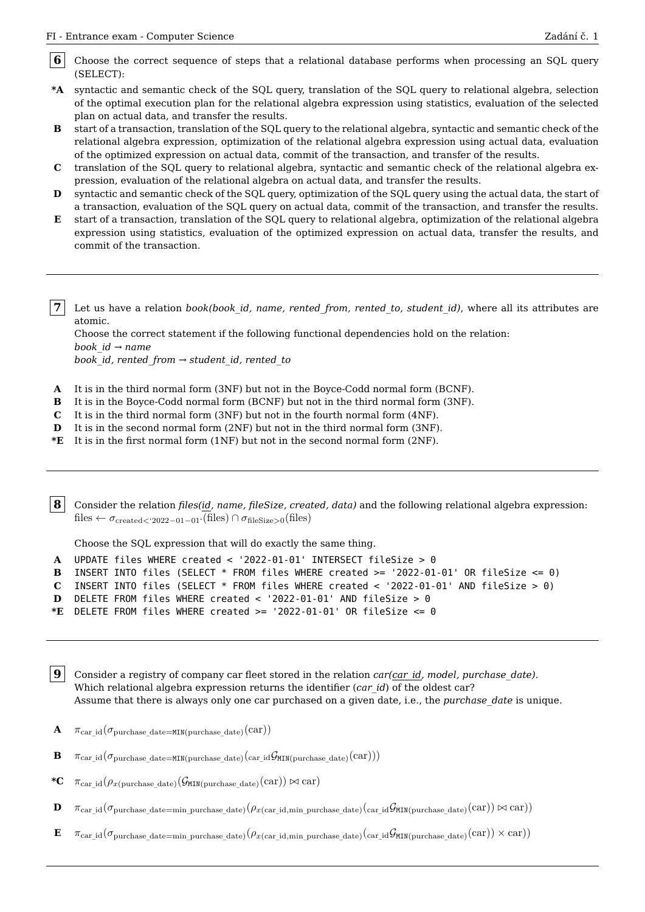**6** Choose the correct sequence of steps that a relational database performs when processing an SQL query (SELECT):

- **\*A** syntactic and semantic check of the SQL query, translation of the SQL query to relational algebra, selection of the optimal execution plan for the relational algebra expression using statistics, evaluation of the selected plan on actual data, and transfer the results.
- **B** start of a transaction, translation of the SQL query to the relational algebra, syntactic and semantic check of the relational algebra expression, optimization of the relational algebra expression using actual data, evaluation of the optimized expression on actual data, commit of the transaction, and transfer of the results.
- **C** translation of the SQL query to relational algebra, syntactic and semantic check of the relational algebra expression, evaluation of the relational algebra on actual data, and transfer the results.
- **D** syntactic and semantic check of the SQL query, optimization of the SQL query using the actual data, the start of a transaction, evaluation of the SQL query on actual data, commit of the transaction, and transfer the results.
- **E** start of a transaction, translation of the SQL query to relational algebra, optimization of the relational algebra expression using statistics, evaluation of the optimized expression on actual data, transfer the results, and commit of the transaction.

---

**7** Let us have a relation *book(book_id, name, rented_from, rented_to, student_id)*, where all its attributes are atomic.
Choose the correct statement if the following functional dependencies hold on the relation:
*book_id → name*
*book_id, rented_from → student_id, rented_to*

- **A** It is in the third normal form (3NF) but not in the Boyce-Codd normal form (BCNF).
- **B** It is in the Boyce-Codd normal form (BCNF) but not in the third normal form (3NF).
- **C** It is in the third normal form (3NF) but not in the fourth normal form (4NF).
- **D** It is in the second normal form (2NF) but not in the third normal form (3NF).
- **\*E** It is in the first normal form (1NF) but not in the second normal form (2NF).

---

**8** Consider the relation *files(id, name, fileSize, created, data)* and the following relational algebra expression:
$\text{files} \leftarrow \sigma_{\text{created}<\text{'2022-01-01'}}(\text{files}) \cap \sigma_{\text{fileSize}>0}(\text{files})$

Choose the SQL expression that will do exactly the same thing.

- **A** `UPDATE files WHERE created < '2022-01-01' INTERSECT fileSize > 0`
- **B** `INSERT INTO files (SELECT * FROM files WHERE created >= '2022-01-01' OR fileSize <= 0)`
- **C** `INSERT INTO files (SELECT * FROM files WHERE created < '2022-01-01' AND fileSize > 0)`
- **D** `DELETE FROM files WHERE created < '2022-01-01' AND fileSize > 0`
- **\*E** `DELETE FROM files WHERE created >= '2022-01-01' OR fileSize <= 0`

---

**9** Consider a registry of company car fleet stored in the relation *car(car_id, model, purchase_date)*.
Which relational algebra expression returns the identifier (*car_id*) of the oldest car?
Assume that there is always only one car purchased on a given date, i.e., the *purchase_date* is unique.

- **A** $\pi_{\text{car\_id}}(\sigma_{\text{purchase\_date}=\texttt{MIN}(\text{purchase\_date})}(\text{car}))$
- **B** $\pi_{\text{car\_id}}(\sigma_{\text{purchase\_date}=\texttt{MIN}(\text{purchase\_date})}({}_{\text{car\_id}}\mathcal{G}_{\texttt{MIN}(\text{purchase\_date})}(\text{car})))$
- **\*C** $\pi_{\text{car\_id}}(\rho_{x(\text{purchase\_date})}(\mathcal{G}_{\texttt{MIN}(\text{purchase\_date})}(\text{car})) \bowtie \text{car})$
- **D** $\pi_{\text{car\_id}}(\sigma_{\text{purchase\_date}=\text{min\_purchase\_date}}(\rho_{x(\text{car\_id},\text{min\_purchase\_date})}({}_{\text{car\_id}}\mathcal{G}_{\texttt{MIN}(\text{purchase\_date})}(\text{car})) \bowtie \text{car}))$
- **E** $\pi_{\text{car\_id}}(\sigma_{\text{purchase\_date}=\text{min\_purchase\_date}}(\rho_{x(\text{car\_id},\text{min\_purchase\_date})}({}_{\text{car\_id}}\mathcal{G}_{\texttt{MIN}(\text{purchase\_date})}(\text{car})) \times \text{car}))$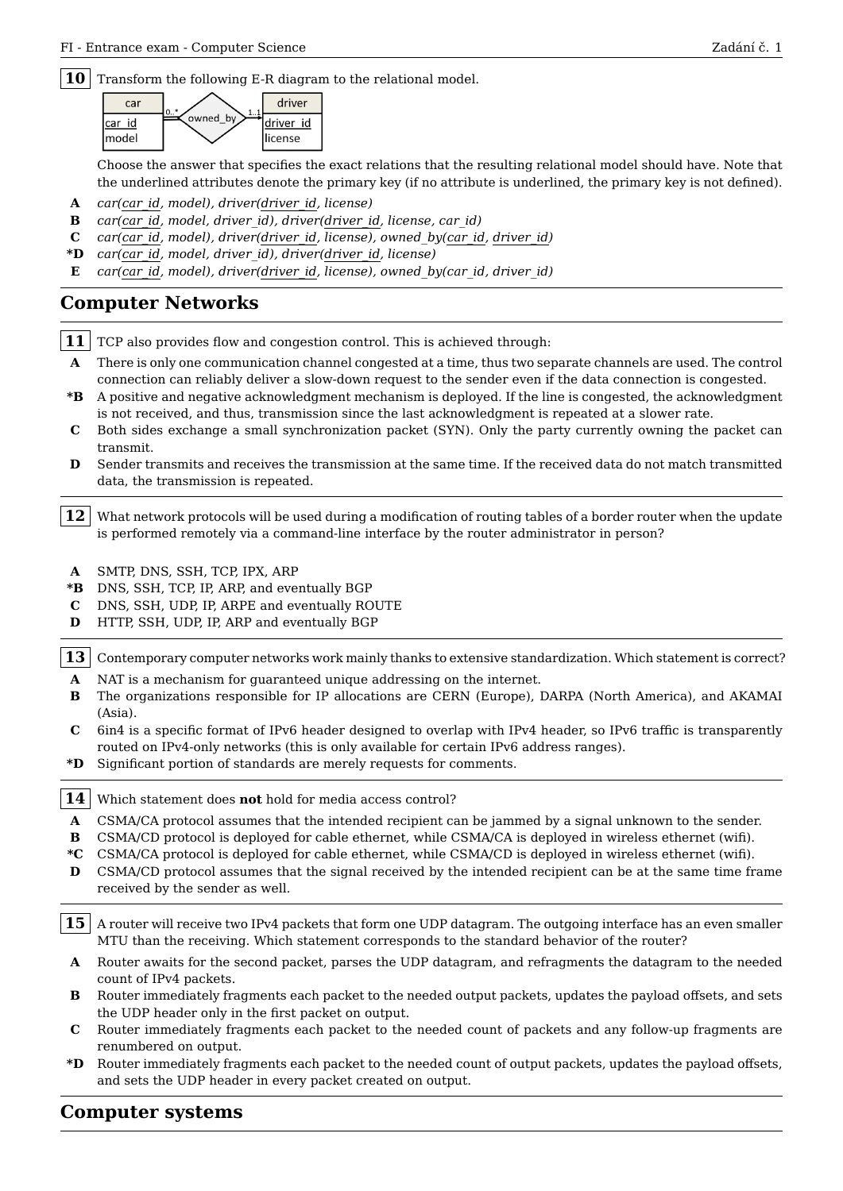**10** Transform the following E-R diagram to the relational model.

car: car_id, model — owned_by (0..* / 1..1) — driver: driver_id, license

Choose the answer that specifies the exact relations that the resulting relational model should have. Note that the underlined attributes denote the primary key (if no attribute is underlined, the primary key is not defined).

- **A** *car(car_id, model), driver(driver_id, license)*
- **B** *car(car_id, model, driver_id), driver(driver_id, license, car_id)*
- **C** *car(car_id, model), driver(driver_id, license), owned_by(car_id, driver_id)*
- **\*D** *car(car_id, model, driver_id), driver(driver_id, license)*
- **E** *car(car_id, model), driver(driver_id, license), owned_by(car_id, driver_id)*

## Computer Networks

**11** TCP also provides flow and congestion control. This is achieved through:

- **A** There is only one communication channel congested at a time, thus two separate channels are used. The control connection can reliably deliver a slow-down request to the sender even if the data connection is congested.
- **\*B** A positive and negative acknowledgment mechanism is deployed. If the line is congested, the acknowledgment is not received, and thus, transmission since the last acknowledgment is repeated at a slower rate.
- **C** Both sides exchange a small synchronization packet (SYN). Only the party currently owning the packet can transmit.
- **D** Sender transmits and receives the transmission at the same time. If the received data do not match transmitted data, the transmission is repeated.

**12** What network protocols will be used during a modification of routing tables of a border router when the update is performed remotely via a command-line interface by the router administrator in person?

- **A** SMTP, DNS, SSH, TCP, IPX, ARP
- **\*B** DNS, SSH, TCP, IP, ARP, and eventually BGP
- **C** DNS, SSH, UDP, IP, ARPE and eventually ROUTE
- **D** HTTP, SSH, UDP, IP, ARP and eventually BGP

**13** Contemporary computer networks work mainly thanks to extensive standardization. Which statement is correct?

- **A** NAT is a mechanism for guaranteed unique addressing on the internet.
- **B** The organizations responsible for IP allocations are CERN (Europe), DARPA (North America), and AKAMAI (Asia).
- **C** 6in4 is a specific format of IPv6 header designed to overlap with IPv4 header, so IPv6 traffic is transparently routed on IPv4-only networks (this is only available for certain IPv6 address ranges).
- **\*D** Significant portion of standards are merely requests for comments.

**14** Which statement does **not** hold for media access control?

- **A** CSMA/CA protocol assumes that the intended recipient can be jammed by a signal unknown to the sender.
- **B** CSMA/CD protocol is deployed for cable ethernet, while CSMA/CA is deployed in wireless ethernet (wifi).
- **\*C** CSMA/CA protocol is deployed for cable ethernet, while CSMA/CD is deployed in wireless ethernet (wifi).
- **D** CSMA/CD protocol assumes that the signal received by the intended recipient can be at the same time frame received by the sender as well.

**15** A router will receive two IPv4 packets that form one UDP datagram. The outgoing interface has an even smaller MTU than the receiving. Which statement corresponds to the standard behavior of the router?

- **A** Router awaits for the second packet, parses the UDP datagram, and refragments the datagram to the needed count of IPv4 packets.
- **B** Router immediately fragments each packet to the needed output packets, updates the payload offsets, and sets the UDP header only in the first packet on output.
- **C** Router immediately fragments each packet to the needed count of packets and any follow-up fragments are renumbered on output.
- **\*D** Router immediately fragments each packet to the needed count of output packets, updates the payload offsets, and sets the UDP header in every packet created on output.

## Computer systems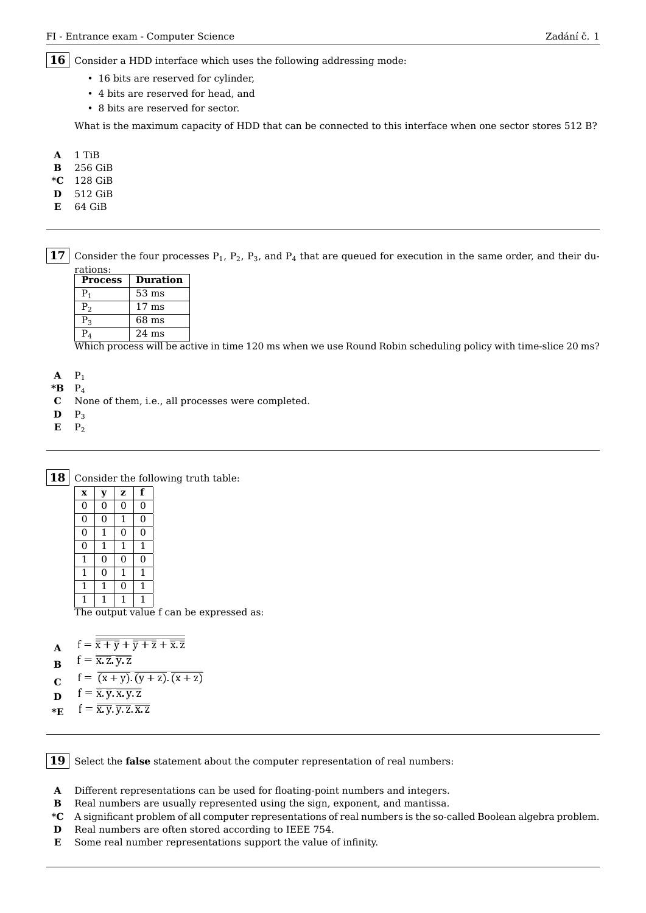**16** Consider a HDD interface which uses the following addressing mode:

- 16 bits are reserved for cylinder,
- 4 bits are reserved for head, and
- 8 bits are reserved for sector.

What is the maximum capacity of HDD that can be connected to this interface when one sector stores 512 B?

**A** 1 TiB
**B** 256 GiB
***C** 128 GiB
**D** 512 GiB
**E** 64 GiB

---

**17** Consider the four processes $P_1$, $P_2$, $P_3$, and $P_4$ that are queued for execution in the same order, and their durations:

| Process | Duration |
|---|---|
| $P_1$ | 53 ms |
| $P_2$ | 17 ms |
| $P_3$ | 68 ms |
| $P_4$ | 24 ms |

Which process will be active in time 120 ms when we use Round Robin scheduling policy with time-slice 20 ms?

**A** $P_1$
***B** $P_4$
**C** None of them, i.e., all processes were completed.
**D** $P_3$
**E** $P_2$

---

**18** Consider the following truth table:

| x | y | z | f |
|---|---|---|---|
| 0 | 0 | 0 | 0 |
| 0 | 0 | 1 | 0 |
| 0 | 1 | 0 | 0 |
| 0 | 1 | 1 | 1 |
| 1 | 0 | 0 | 0 |
| 1 | 0 | 1 | 1 |
| 1 | 1 | 0 | 1 |
| 1 | 1 | 1 | 1 |

The output value f can be expressed as:

**A** $f = \overline{\overline{\overline{\overline{x} + \overline{y}} + \overline{\overline{y} + \overline{z}} + \overline{\overline{x}.\overline{z}}}}$
**B** $f = \overline{\overline{x.z}.\overline{y.z}}$
**C** $f = \overline{\overline{(x + y)}.\overline{(y + z)}.\overline{(x + z)}}$
**D** $f = \overline{\overline{x.y}.\overline{x.y.z}}$
***E** $f = \overline{\overline{x.y}.\overline{y.z}.\overline{x.z}}$

---

**19** Select the **false** statement about the computer representation of real numbers:

**A** Different representations can be used for floating-point numbers and integers.
**B** Real numbers are usually represented using the sign, exponent, and mantissa.
***C** A significant problem of all computer representations of real numbers is the so-called Boolean algebra problem.
**D** Real numbers are often stored according to IEEE 754.
**E** Some real number representations support the value of infinity.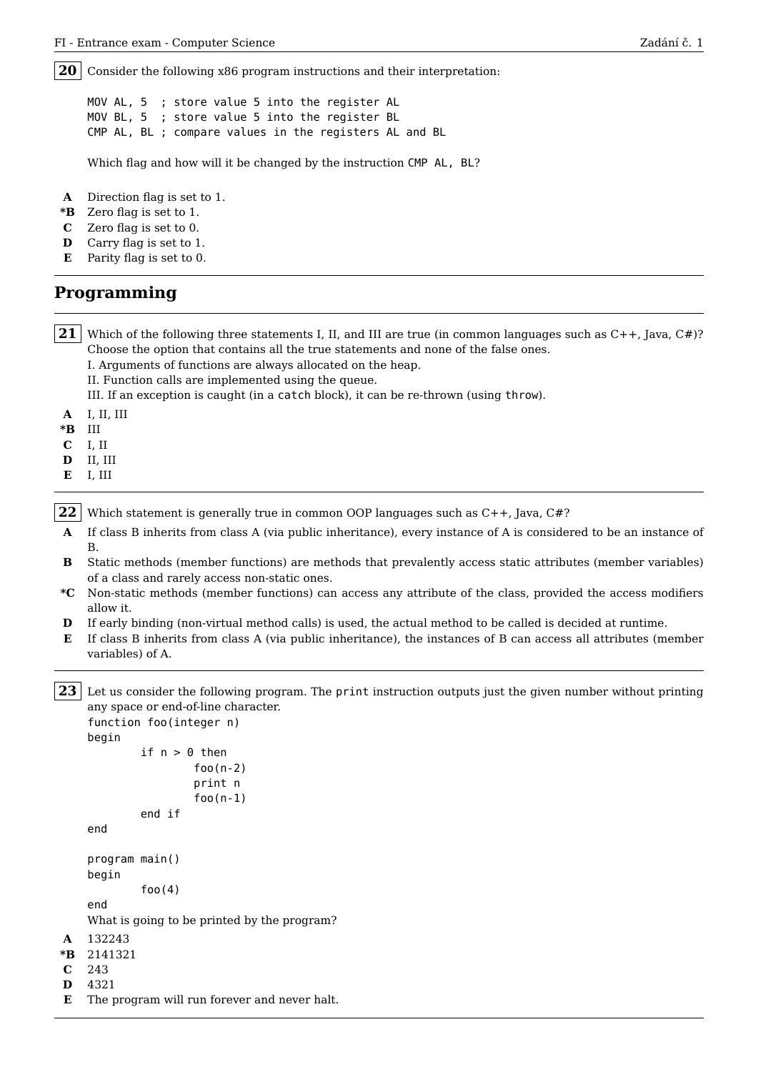**20** Consider the following x86 program instructions and their interpretation:

```
MOV AL, 5  ; store value 5 into the register AL
MOV BL, 5  ; store value 5 into the register BL
CMP AL, BL ; compare values in the registers AL and BL
```

Which flag and how will it be changed by the instruction `CMP AL, BL`?

- **A** Direction flag is set to 1.
- ***B** Zero flag is set to 1.
- **C** Zero flag is set to 0.
- **D** Carry flag is set to 1.
- **E** Parity flag is set to 0.

---

## Programming

---

**21** Which of the following three statements I, II, and III are true (in common languages such as C++, Java, C#)? Choose the option that contains all the true statements and none of the false ones.

I. Arguments of functions are always allocated on the heap.
II. Function calls are implemented using the queue.
III. If an exception is caught (in a `catch` block), it can be re-thrown (using `throw`).

- **A** I, II, III
- ***B** III
- **C** I, II
- **D** II, III
- **E** I, III

---

**22** Which statement is generally true in common OOP languages such as C++, Java, C#?

- **A** If class B inherits from class A (via public inheritance), every instance of A is considered to be an instance of B.
- **B** Static methods (member functions) are methods that prevalently access static attributes (member variables) of a class and rarely access non-static ones.
- ***C** Non-static methods (member functions) can access any attribute of the class, provided the access modifiers allow it.
- **D** If early binding (non-virtual method calls) is used, the actual method to be called is decided at runtime.
- **E** If class B inherits from class A (via public inheritance), the instances of B can access all attributes (member variables) of A.

---

**23** Let us consider the following program. The `print` instruction outputs just the given number without printing any space or end-of-line character.

```
function foo(integer n)
begin
        if n > 0 then
                foo(n-2)
                print n
                foo(n-1)
        end if
end

program main()
begin
        foo(4)
end
```

What is going to be printed by the program?

- **A** 132243
- ***B** 2141321
- **C** 243
- **D** 4321
- **E** The program will run forever and never halt.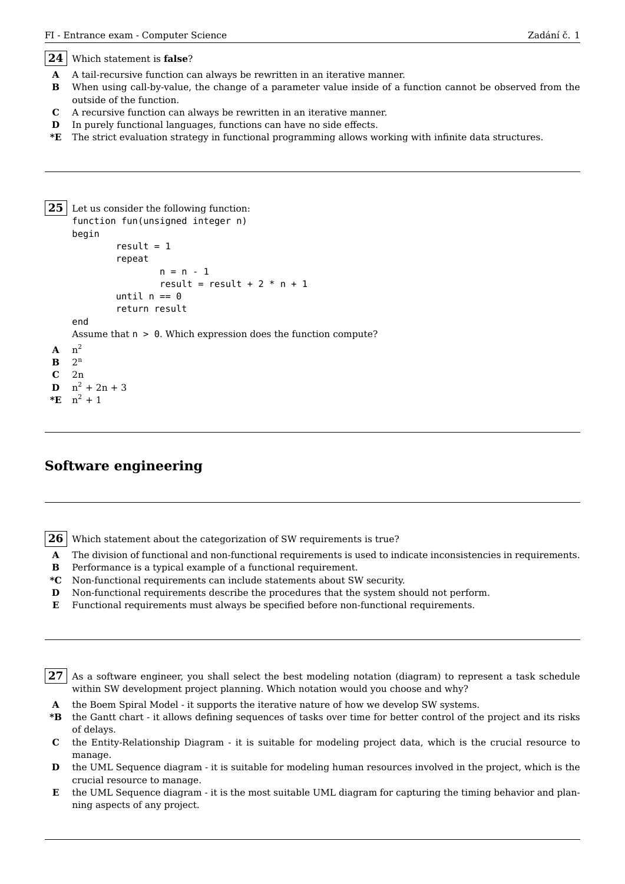**24** Which statement is **false**?

**A** A tail-recursive function can always be rewritten in an iterative manner.

**B** When using call-by-value, the change of a parameter value inside of a function cannot be observed from the outside of the function.

**C** A recursive function can always be rewritten in an iterative manner.

**D** In purely functional languages, functions can have no side effects.

***E** The strict evaluation strategy in functional programming allows working with infinite data structures.

---

**25** Let us consider the following function:

```
function fun(unsigned integer n)
begin
        result = 1
        repeat
                n = n - 1
                result = result + 2 * n + 1
        until n == 0
        return result
end
```

Assume that `n > 0`. Which expression does the function compute?

**A** $n^2$

**B** $2^n$

**C** $2n$

**D** $n^2 + 2n + 3$

***E** $n^2 + 1$

---

## Software engineering

---

**26** Which statement about the categorization of SW requirements is true?

**A** The division of functional and non-functional requirements is used to indicate inconsistencies in requirements.

**B** Performance is a typical example of a functional requirement.

***C** Non-functional requirements can include statements about SW security.

**D** Non-functional requirements describe the procedures that the system should not perform.

**E** Functional requirements must always be specified before non-functional requirements.

---

**27** As a software engineer, you shall select the best modeling notation (diagram) to represent a task schedule within SW development project planning. Which notation would you choose and why?

**A** the Boem Spiral Model - it supports the iterative nature of how we develop SW systems.

***B** the Gantt chart - it allows defining sequences of tasks over time for better control of the project and its risks of delays.

**C** the Entity-Relationship Diagram - it is suitable for modeling project data, which is the crucial resource to manage.

**D** the UML Sequence diagram - it is suitable for modeling human resources involved in the project, which is the crucial resource to manage.

**E** the UML Sequence diagram - it is the most suitable UML diagram for capturing the timing behavior and planning aspects of any project.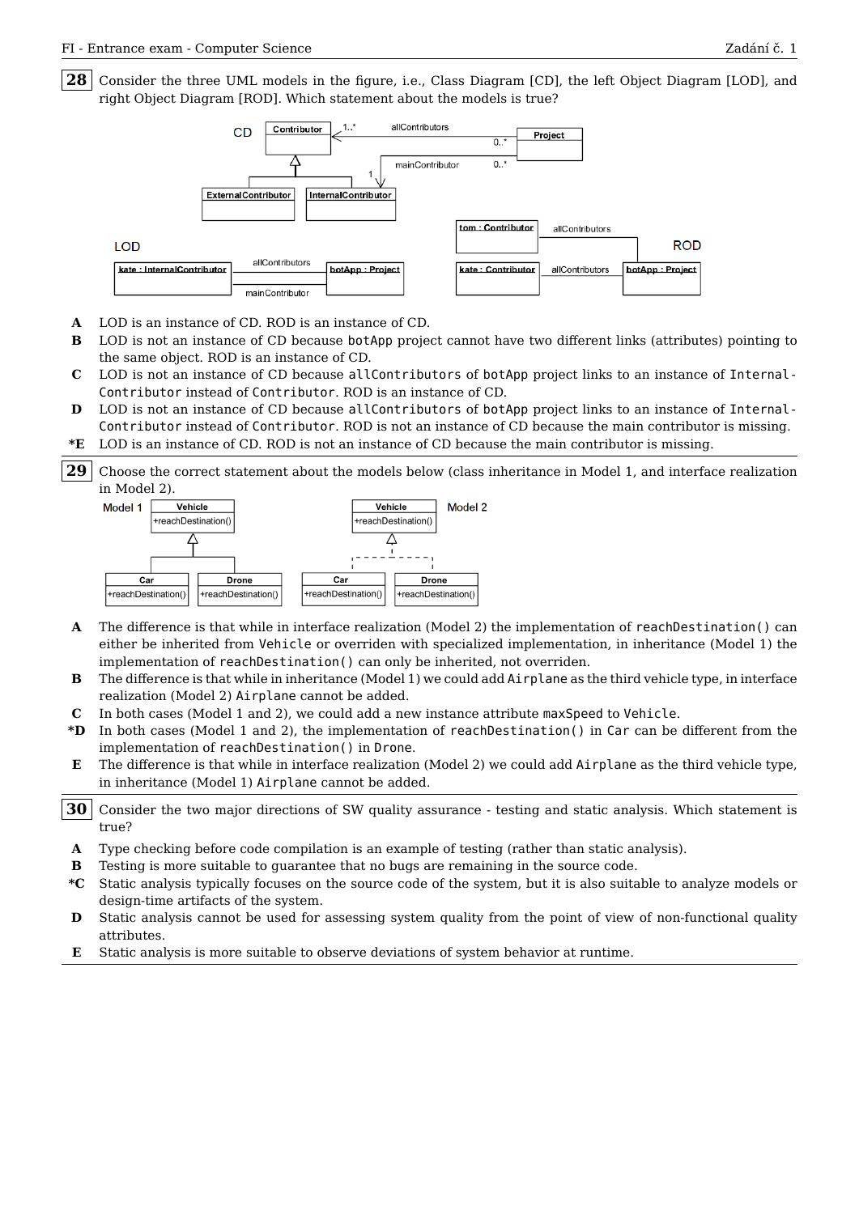**28** Consider the three UML models in the figure, i.e., Class Diagram [CD], the left Object Diagram [LOD], and right Object Diagram [ROD]. Which statement about the models is true?

CD
Contributor
1..*
allContributors
0..*
Project
mainContributor
0..*
1
ExternalContributor
InternalContributor

LOD
kate : InternalContributor
allContributors
mainContributor
botApp : Project

ROD
tom : Contributor
allContributors
kate : Contributor
allContributors
botApp : Project

- **A** LOD is an instance of CD. ROD is an instance of CD.
- **B** LOD is not an instance of CD because botApp project cannot have two different links (attributes) pointing to the same object. ROD is an instance of CD.
- **C** LOD is not an instance of CD because allContributors of botApp project links to an instance of Internal-Contributor instead of Contributor. ROD is an instance of CD.
- **D** LOD is not an instance of CD because allContributors of botApp project links to an instance of Internal-Contributor instead of Contributor. ROD is not an instance of CD because the main contributor is missing.
- **\*E** LOD is an instance of CD. ROD is not an instance of CD because the main contributor is missing.

**29** Choose the correct statement about the models below (class inheritance in Model 1, and interface realization in Model 2).

Model 1
Vehicle
+reachDestination()
Car
+reachDestination()
Drone
+reachDestination()

Model 2
Vehicle
+reachDestination()
Car
+reachDestination()
Drone
+reachDestination()

- **A** The difference is that while in interface realization (Model 2) the implementation of reachDestination() can either be inherited from Vehicle or overriden with specialized implementation, in inheritance (Model 1) the implementation of reachDestination() can only be inherited, not overriden.
- **B** The difference is that while in inheritance (Model 1) we could add Airplane as the third vehicle type, in interface realization (Model 2) Airplane cannot be added.
- **C** In both cases (Model 1 and 2), we could add a new instance attribute maxSpeed to Vehicle.
- **\*D** In both cases (Model 1 and 2), the implementation of reachDestination() in Car can be different from the implementation of reachDestination() in Drone.
- **E** The difference is that while in interface realization (Model 2) we could add Airplane as the third vehicle type, in inheritance (Model 1) Airplane cannot be added.

**30** Consider the two major directions of SW quality assurance - testing and static analysis. Which statement is true?

- **A** Type checking before code compilation is an example of testing (rather than static analysis).
- **B** Testing is more suitable to guarantee that no bugs are remaining in the source code.
- **\*C** Static analysis typically focuses on the source code of the system, but it is also suitable to analyze models or design-time artifacts of the system.
- **D** Static analysis cannot be used for assessing system quality from the point of view of non-functional quality attributes.
- **E** Static analysis is more suitable to observe deviations of system behavior at runtime.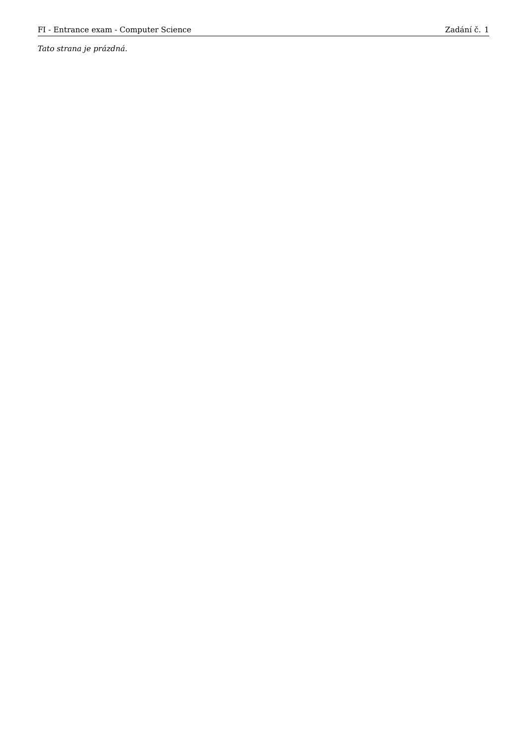*Tato strana je prázdná.*